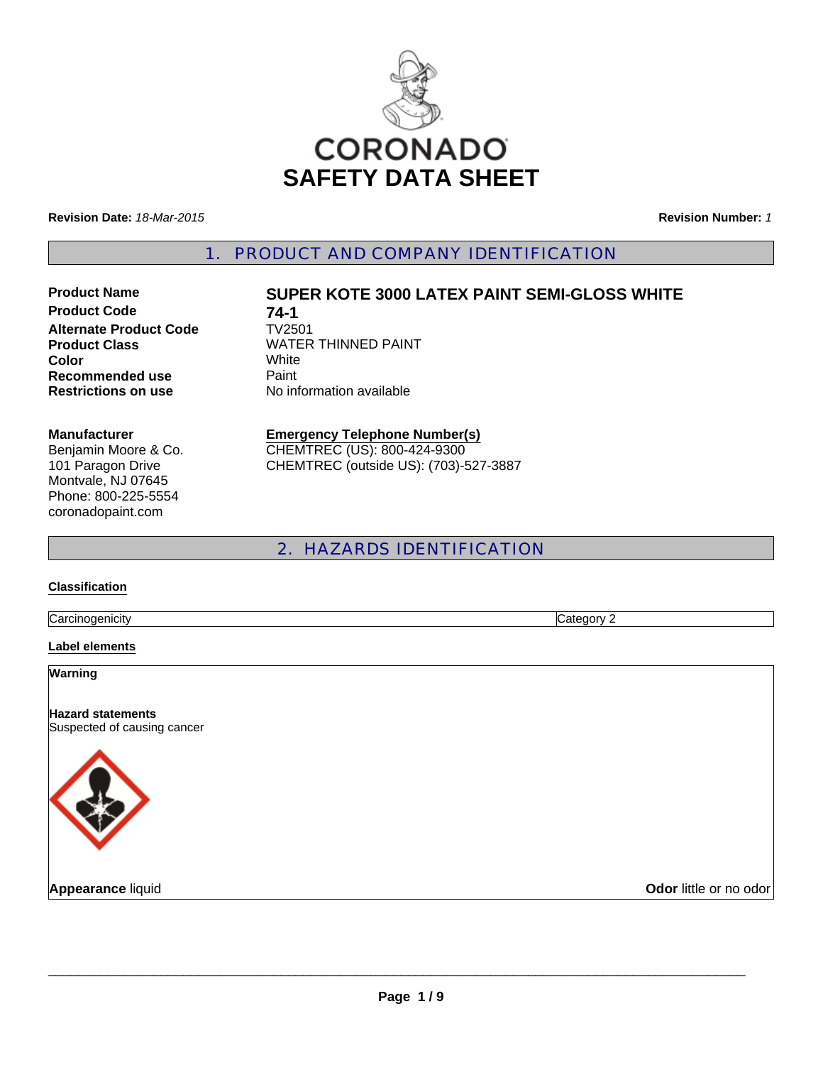CORONADO

# SAFETY DATA SHEET

**Revision Date:** *18-Mar-2015* **Revision Number:** *1*

## 1. PRODUCT AND COMPANY IDENTIFICATION

| | |
|---|---|
| **Product Name** | **SUPER KOTE 3000 LATEX PAINT SEMI-GLOSS WHITE** |
| **Product Code** | **74-1** |
| **Alternate Product Code** | TV2501 |
| **Product Class** | WATER THINNED PAINT |
| **Color** | White |
| **Recommended use** | Paint |
| **Restrictions on use** | No information available |

**Manufacturer**
Benjamin Moore & Co.
101 Paragon Drive
Montvale, NJ 07645
Phone: 800-225-5554
coronadopaint.com

**Emergency Telephone Number(s)**
CHEMTREC (US): 800-424-9300
CHEMTREC (outside US): (703)-527-3887

## 2. HAZARDS IDENTIFICATION

**Classification**

| | |
|---|---|
| Carcinogenicity | Category 2 |

**Label elements**

**Warning**

**Hazard statements**
Suspected of causing cancer

**Appearance** liquid **Odor** little or no odor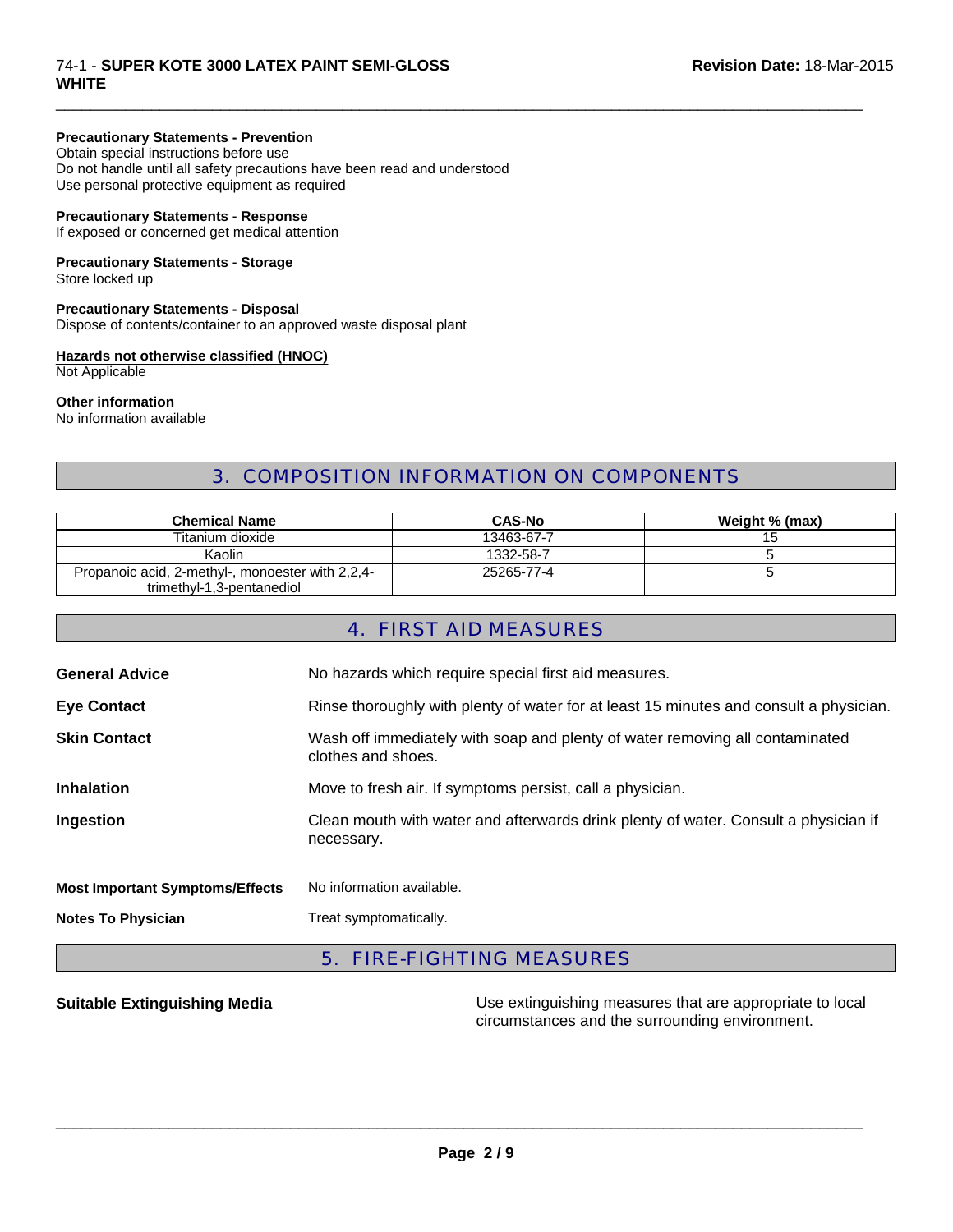**Precautionary Statements - Prevention**
Obtain special instructions before use
Do not handle until all safety precautions have been read and understood
Use personal protective equipment as required

**Precautionary Statements - Response**
If exposed or concerned get medical attention

**Precautionary Statements - Storage**
Store locked up

**Precautionary Statements - Disposal**
Dispose of contents/container to an approved waste disposal plant

**Hazards not otherwise classified (HNOC)**
Not Applicable

**Other information**
No information available

## 3. COMPOSITION INFORMATION ON COMPONENTS

| Chemical Name | CAS-No | Weight % (max) |
|---|---|---|
| Titanium dioxide | 13463-67-7 | 15 |
| Kaolin | 1332-58-7 | 5 |
| Propanoic acid, 2-methyl-, monoester with 2,2,4-trimethyl-1,3-pentanediol | 25265-77-4 | 5 |

## 4. FIRST AID MEASURES

**General Advice** No hazards which require special first aid measures.

**Eye Contact** Rinse thoroughly with plenty of water for at least 15 minutes and consult a physician.

**Skin Contact** Wash off immediately with soap and plenty of water removing all contaminated clothes and shoes.

**Inhalation** Move to fresh air. If symptoms persist, call a physician.

**Ingestion** Clean mouth with water and afterwards drink plenty of water. Consult a physician if necessary.

**Most Important Symptoms/Effects** No information available.

**Notes To Physician** Treat symptomatically.

## 5. FIRE-FIGHTING MEASURES

**Suitable Extinguishing Media** Use extinguishing measures that are appropriate to local circumstances and the surrounding environment.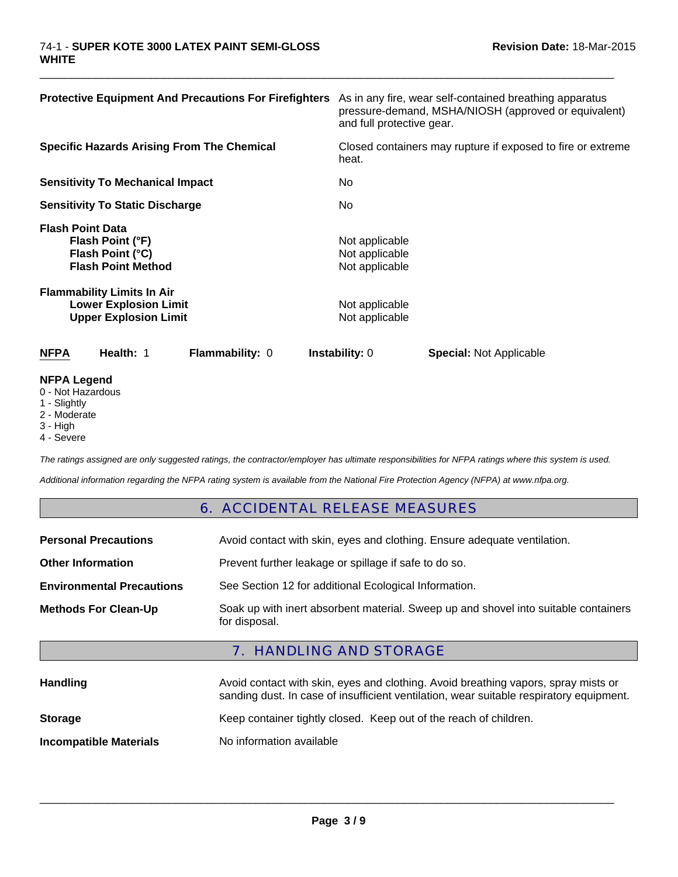**Protective Equipment And Precautions For Firefighters** As in any fire, wear self-contained breathing apparatus pressure-demand, MSHA/NIOSH (approved or equivalent) and full protective gear.

**Specific Hazards Arising From The Chemical** Closed containers may rupture if exposed to fire or extreme heat.

**Sensitivity To Mechanical Impact** No

**Sensitivity To Static Discharge** No

**Flash Point Data**

| | |
|---|---|
| **Flash Point (°F)** | Not applicable |
| **Flash Point (°C)** | Not applicable |
| **Flash Point Method** | Not applicable |

**Flammability Limits In Air**

| | |
|---|---|
| **Lower Explosion Limit** | Not applicable |
| **Upper Explosion Limit** | Not applicable |

**NFPA** **Health:** 1 **Flammability:** 0 **Instability:** 0 **Special:** Not Applicable

**NFPA Legend**
0 - Not Hazardous
1 - Slightly
2 - Moderate
3 - High
4 - Severe

*The ratings assigned are only suggested ratings, the contractor/employer has ultimate responsibilities for NFPA ratings where this system is used.*

*Additional information regarding the NFPA rating system is available from the National Fire Protection Agency (NFPA) at www.nfpa.org.*

## 6. ACCIDENTAL RELEASE MEASURES

**Personal Precautions** Avoid contact with skin, eyes and clothing. Ensure adequate ventilation.

**Other Information** Prevent further leakage or spillage if safe to do so.

**Environmental Precautions** See Section 12 for additional Ecological Information.

**Methods For Clean-Up** Soak up with inert absorbent material. Sweep up and shovel into suitable containers for disposal.

## 7. HANDLING AND STORAGE

**Handling** Avoid contact with skin, eyes and clothing. Avoid breathing vapors, spray mists or sanding dust. In case of insufficient ventilation, wear suitable respiratory equipment.

**Storage** Keep container tightly closed. Keep out of the reach of children.

**Incompatible Materials** No information available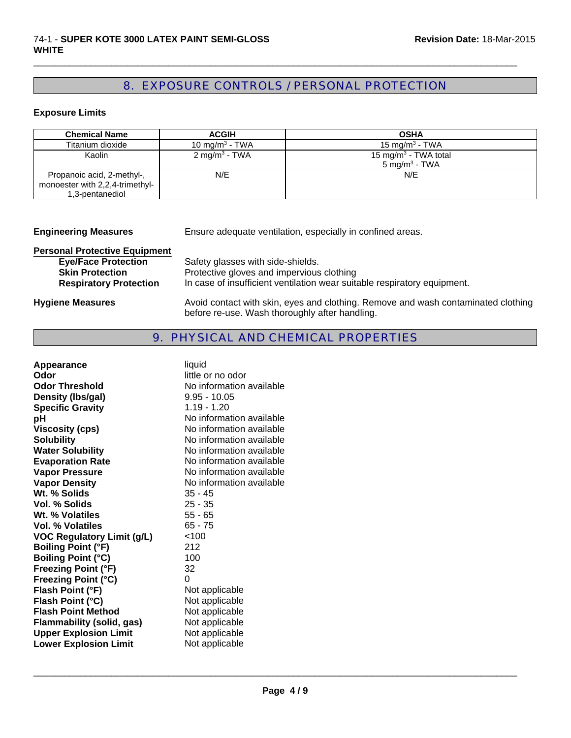## 8. EXPOSURE CONTROLS / PERSONAL PROTECTION

### Exposure Limits

| Chemical Name | ACGIH | OSHA |
|---|---|---|
| Titanium dioxide | 10 mg/m$^3$ - TWA | 15 mg/m$^3$ - TWA |
| Kaolin | 2 mg/m$^3$ - TWA | 15 mg/m$^3$ - TWA total<br>5 mg/m$^3$ - TWA |
| Propanoic acid, 2-methyl-, monoester with 2,2,4-trimethyl-1,3-pentanediol | N/E | N/E |

**Engineering Measures** Ensure adequate ventilation, especially in confined areas.

**Personal Protective Equipment**

- **Eye/Face Protection** Safety glasses with side-shields.
- **Skin Protection** Protective gloves and impervious clothing
- **Respiratory Protection** In case of insufficient ventilation wear suitable respiratory equipment.

**Hygiene Measures** Avoid contact with skin, eyes and clothing. Remove and wash contaminated clothing before re-use. Wash thoroughly after handling.

## 9. PHYSICAL AND CHEMICAL PROPERTIES

| | |
|---|---|
| **Appearance** | liquid |
| **Odor** | little or no odor |
| **Odor Threshold** | No information available |
| **Density (lbs/gal)** | 9.95 - 10.05 |
| **Specific Gravity** | 1.19 - 1.20 |
| **pH** | No information available |
| **Viscosity (cps)** | No information available |
| **Solubility** | No information available |
| **Water Solubility** | No information available |
| **Evaporation Rate** | No information available |
| **Vapor Pressure** | No information available |
| **Vapor Density** | No information available |
| **Wt. % Solids** | 35 - 45 |
| **Vol. % Solids** | 25 - 35 |
| **Wt. % Volatiles** | 55 - 65 |
| **Vol. % Volatiles** | 65 - 75 |
| **VOC Regulatory Limit (g/L)** | <100 |
| **Boiling Point (°F)** | 212 |
| **Boiling Point (°C)** | 100 |
| **Freezing Point (°F)** | 32 |
| **Freezing Point (°C)** | 0 |
| **Flash Point (°F)** | Not applicable |
| **Flash Point (°C)** | Not applicable |
| **Flash Point Method** | Not applicable |
| **Flammability (solid, gas)** | Not applicable |
| **Upper Explosion Limit** | Not applicable |
| **Lower Explosion Limit** | Not applicable |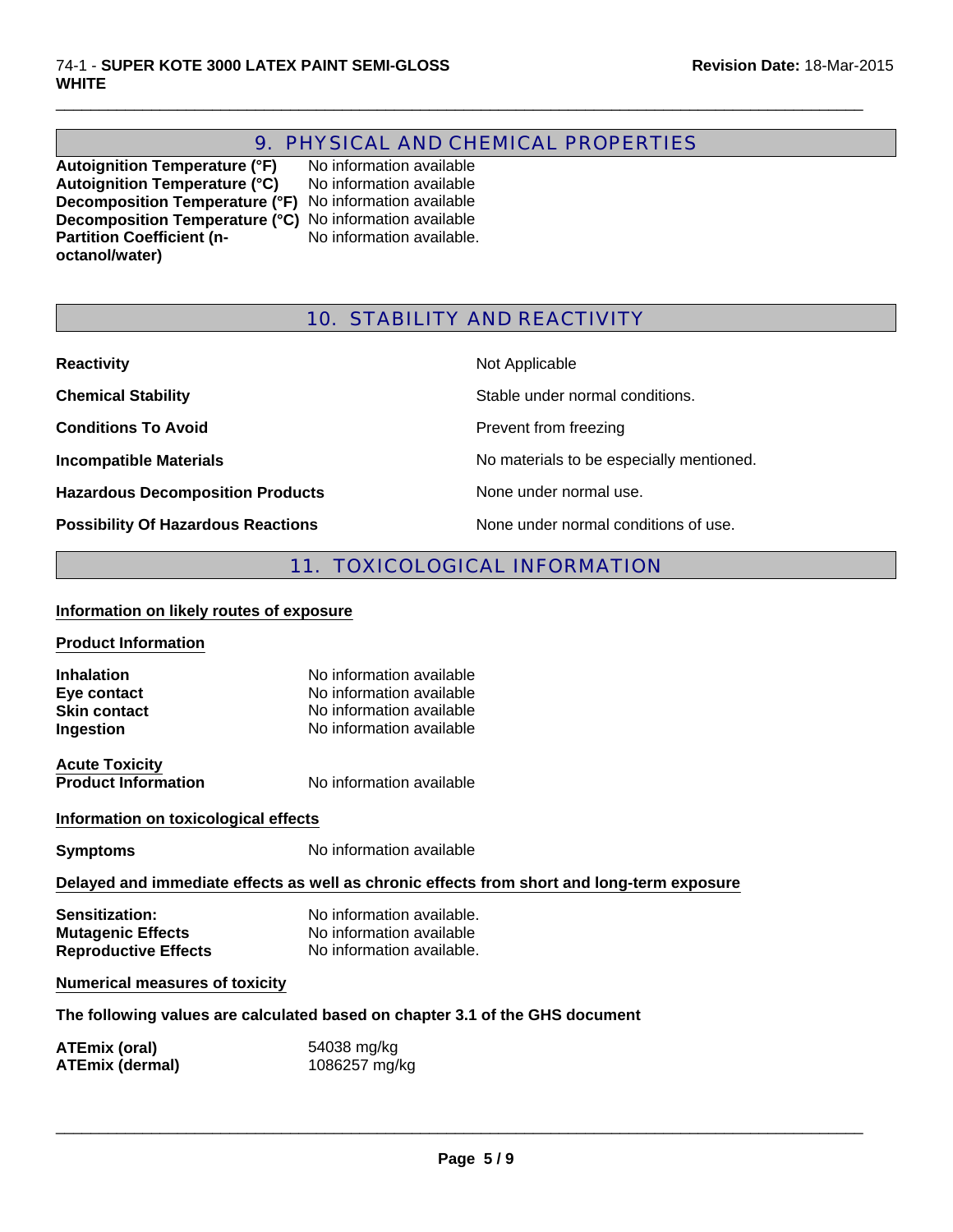## 9. PHYSICAL AND CHEMICAL PROPERTIES

| | |
|---|---|
| **Autoignition Temperature (°F)** | No information available |
| **Autoignition Temperature (°C)** | No information available |
| **Decomposition Temperature (°F)** | No information available |
| **Decomposition Temperature (°C)** | No information available |
| **Partition Coefficient (n-octanol/water)** | No information available. |

## 10. STABILITY AND REACTIVITY

| | |
|---|---|
| **Reactivity** | Not Applicable |
| **Chemical Stability** | Stable under normal conditions. |
| **Conditions To Avoid** | Prevent from freezing |
| **Incompatible Materials** | No materials to be especially mentioned. |
| **Hazardous Decomposition Products** | None under normal use. |
| **Possibility Of Hazardous Reactions** | None under normal conditions of use. |

## 11. TOXICOLOGICAL INFORMATION

**Information on likely routes of exposure**

**Product Information**

| | |
|---|---|
| **Inhalation** | No information available |
| **Eye contact** | No information available |
| **Skin contact** | No information available |
| **Ingestion** | No information available |

**Acute Toxicity**

| | |
|---|---|
| **Product Information** | No information available |

**Information on toxicological effects**

| | |
|---|---|
| **Symptoms** | No information available |

**Delayed and immediate effects as well as chronic effects from short and long-term exposure**

| | |
|---|---|
| **Sensitization:** | No information available. |
| **Mutagenic Effects** | No information available |
| **Reproductive Effects** | No information available. |

**Numerical measures of toxicity**

**The following values are calculated based on chapter 3.1 of the GHS document**

| | |
|---|---|
| **ATEmix (oral)** | 54038 mg/kg |
| **ATEmix (dermal)** | 1086257 mg/kg |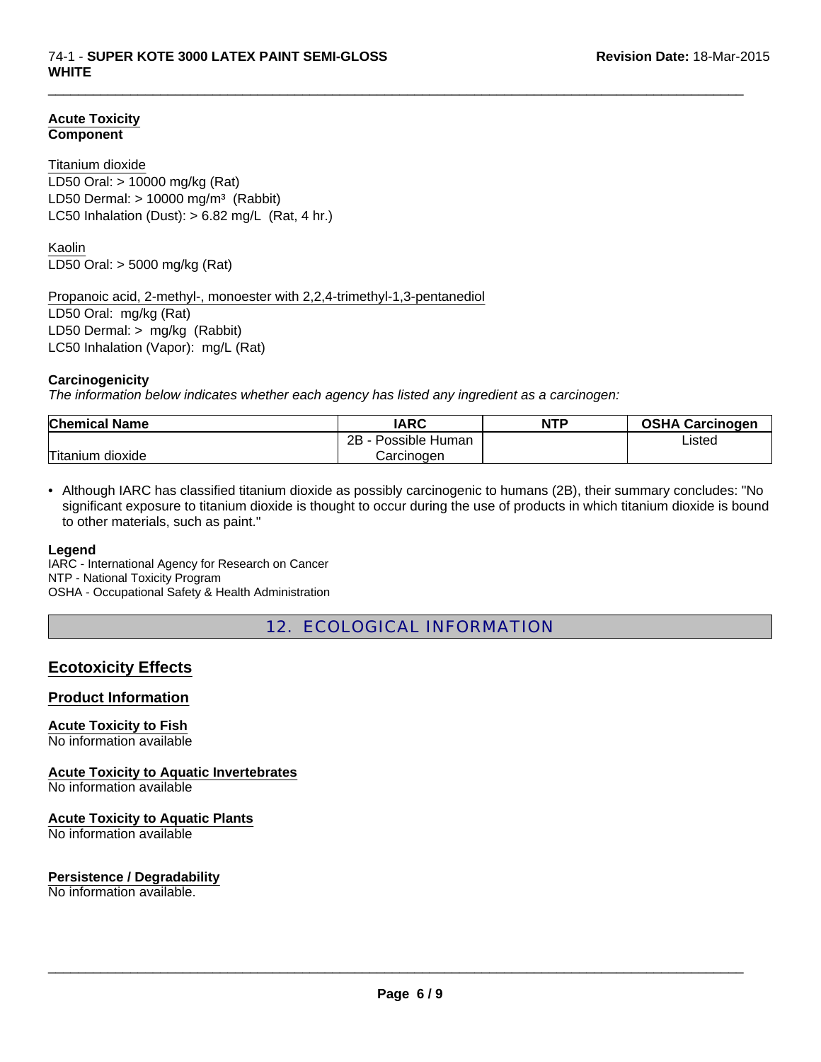**Acute Toxicity**
**Component**

Titanium dioxide
LD50 Oral: > 10000 mg/kg (Rat)
LD50 Dermal: > 10000 mg/m³ (Rabbit)
LC50 Inhalation (Dust): > 6.82 mg/L (Rat, 4 hr.)

Kaolin
LD50 Oral: > 5000 mg/kg (Rat)

Propanoic acid, 2-methyl-, monoester with 2,2,4-trimethyl-1,3-pentanediol
LD50 Oral: mg/kg (Rat)
LD50 Dermal: > mg/kg (Rabbit)
LC50 Inhalation (Vapor): mg/L (Rat)

**Carcinogenicity**
*The information below indicates whether each agency has listed any ingredient as a carcinogen:*

| Chemical Name | IARC | NTP | OSHA Carcinogen |
|---|---|---|---|
| Titanium dioxide | 2B - Possible Human Carcinogen | | Listed |

- Although IARC has classified titanium dioxide as possibly carcinogenic to humans (2B), their summary concludes: "No significant exposure to titanium dioxide is thought to occur during the use of products in which titanium dioxide is bound to other materials, such as paint."

**Legend**
IARC - International Agency for Research on Cancer
NTP - National Toxicity Program
OSHA - Occupational Safety & Health Administration

## 12. ECOLOGICAL INFORMATION

### Ecotoxicity Effects

### Product Information

**Acute Toxicity to Fish**
No information available

**Acute Toxicity to Aquatic Invertebrates**
No information available

**Acute Toxicity to Aquatic Plants**
No information available

**Persistence / Degradability**
No information available.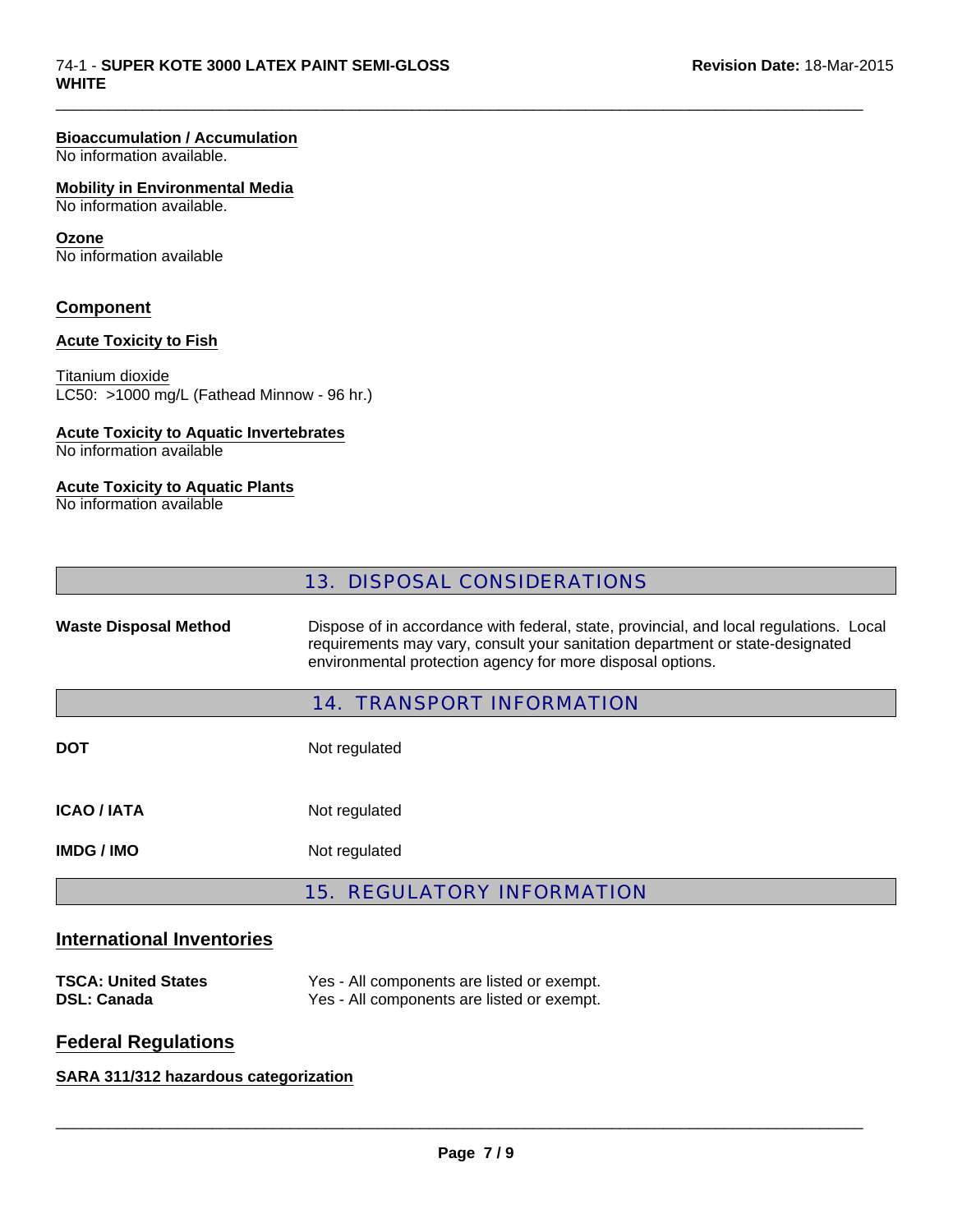**Bioaccumulation / Accumulation**
No information available.

**Mobility in Environmental Media**
No information available.

**Ozone**
No information available

## Component

**Acute Toxicity to Fish**

Titanium dioxide
LC50: >1000 mg/L (Fathead Minnow - 96 hr.)

**Acute Toxicity to Aquatic Invertebrates**
No information available

**Acute Toxicity to Aquatic Plants**
No information available

## 13. DISPOSAL CONSIDERATIONS

| | |
|---|---|
| **Waste Disposal Method** | Dispose of in accordance with federal, state, provincial, and local regulations. Local requirements may vary, consult your sanitation department or state-designated environmental protection agency for more disposal options. |

## 14. TRANSPORT INFORMATION

| | |
|---|---|
| **DOT** | Not regulated |
| **ICAO / IATA** | Not regulated |
| **IMDG / IMO** | Not regulated |

## 15. REGULATORY INFORMATION

### International Inventories

| | |
|---|---|
| **TSCA: United States** | Yes - All components are listed or exempt. |
| **DSL: Canada** | Yes - All components are listed or exempt. |

### Federal Regulations

**SARA 311/312 hazardous categorization**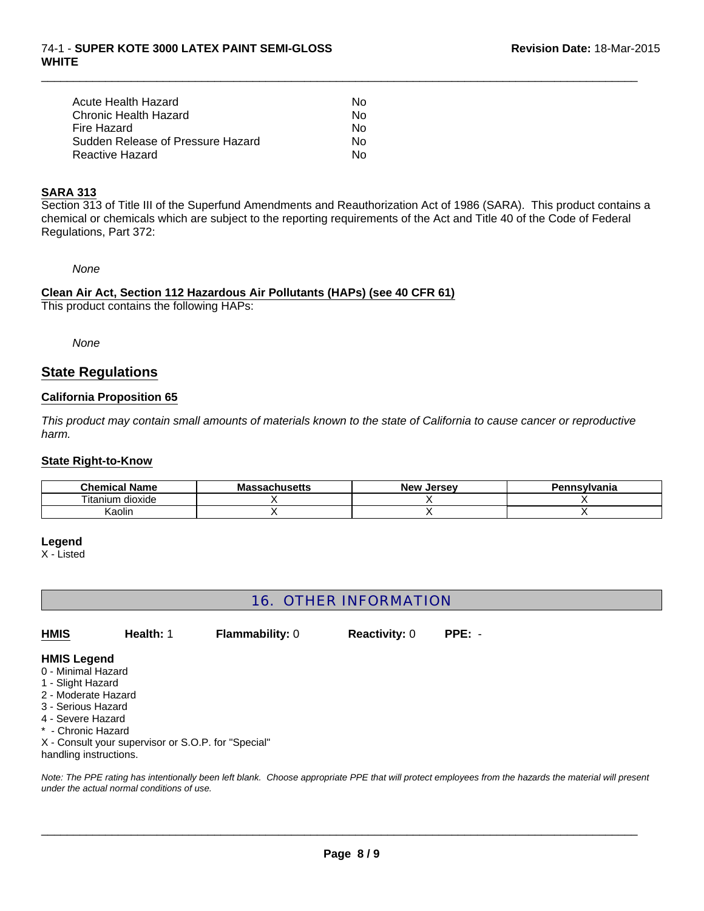| | |
|---|---|
| Acute Health Hazard | No |
| Chronic Health Hazard | No |
| Fire Hazard | No |
| Sudden Release of Pressure Hazard | No |
| Reactive Hazard | No |

**SARA 313**

Section 313 of Title III of the Superfund Amendments and Reauthorization Act of 1986 (SARA). This product contains a chemical or chemicals which are subject to the reporting requirements of the Act and Title 40 of the Code of Federal Regulations, Part 372:

*None*

**Clean Air Act, Section 112 Hazardous Air Pollutants (HAPs) (see 40 CFR 61)**

This product contains the following HAPs:

*None*

## State Regulations

**California Proposition 65**

*This product may contain small amounts of materials known to the state of California to cause cancer or reproductive harm.*

**State Right-to-Know**

| Chemical Name | Massachusetts | New Jersey | Pennsylvania |
|---|---|---|---|
| Titanium dioxide | X | X | X |
| Kaolin | X | X | X |

**Legend**

X - Listed

## 16. OTHER INFORMATION

**HMIS** **Health:** 1 **Flammability:** 0 **Reactivity:** 0 **PPE:** -

**HMIS Legend**

0 - Minimal Hazard
1 - Slight Hazard
2 - Moderate Hazard
3 - Serious Hazard
4 - Severe Hazard
* - Chronic Hazard
X - Consult your supervisor or S.O.P. for "Special" handling instructions.

*Note: The PPE rating has intentionally been left blank. Choose appropriate PPE that will protect employees from the hazards the material will present under the actual normal conditions of use.*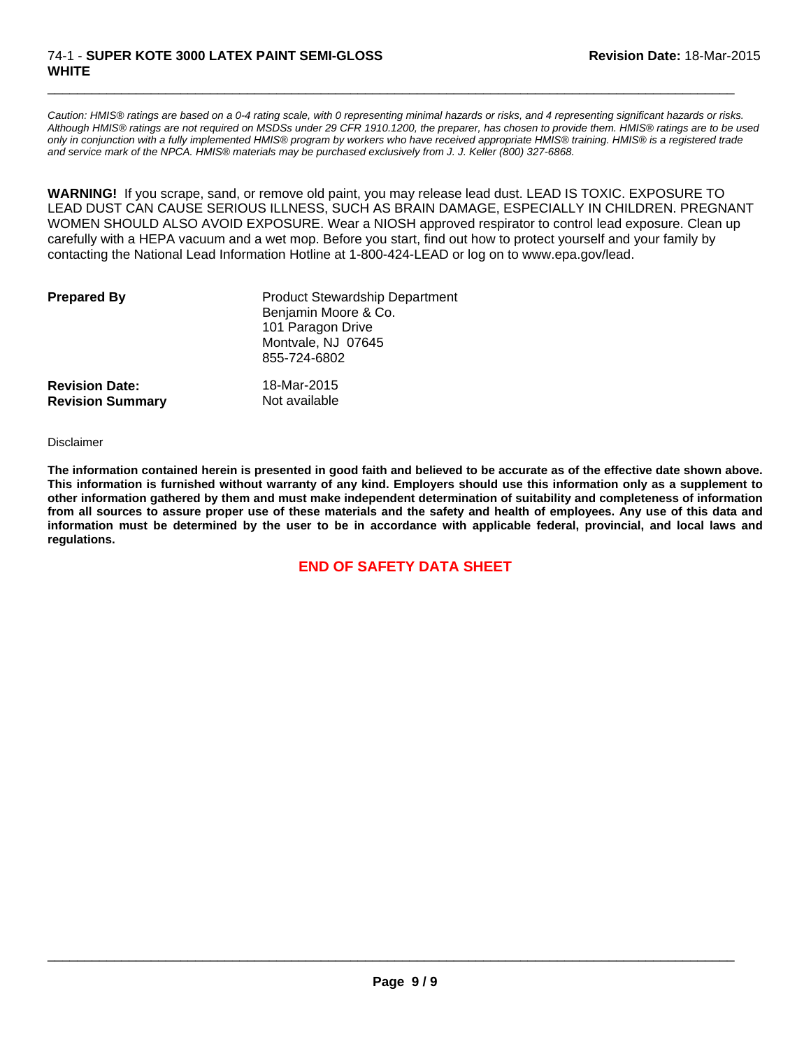*Caution: HMIS® ratings are based on a 0-4 rating scale, with 0 representing minimal hazards or risks, and 4 representing significant hazards or risks. Although HMIS® ratings are not required on MSDSs under 29 CFR 1910.1200, the preparer, has chosen to provide them. HMIS® ratings are to be used only in conjunction with a fully implemented HMIS® program by workers who have received appropriate HMIS® training. HMIS® is a registered trade and service mark of the NPCA. HMIS® materials may be purchased exclusively from J. J. Keller (800) 327-6868.*

**WARNING!** If you scrape, sand, or remove old paint, you may release lead dust. LEAD IS TOXIC. EXPOSURE TO LEAD DUST CAN CAUSE SERIOUS ILLNESS, SUCH AS BRAIN DAMAGE, ESPECIALLY IN CHILDREN. PREGNANT WOMEN SHOULD ALSO AVOID EXPOSURE. Wear a NIOSH approved respirator to control lead exposure. Clean up carefully with a HEPA vacuum and a wet mop. Before you start, find out how to protect yourself and your family by contacting the National Lead Information Hotline at 1-800-424-LEAD or log on to www.epa.gov/lead.

**Prepared By**
Product Stewardship Department
Benjamin Moore & Co.
101 Paragon Drive
Montvale, NJ 07645
855-724-6802

**Revision Date:** 18-Mar-2015
**Revision Summary** Not available

Disclaimer

**The information contained herein is presented in good faith and believed to be accurate as of the effective date shown above. This information is furnished without warranty of any kind. Employers should use this information only as a supplement to other information gathered by them and must make independent determination of suitability and completeness of information from all sources to assure proper use of these materials and the safety and health of employees. Any use of this data and information must be determined by the user to be in accordance with applicable federal, provincial, and local laws and regulations.**

**END OF SAFETY DATA SHEET**